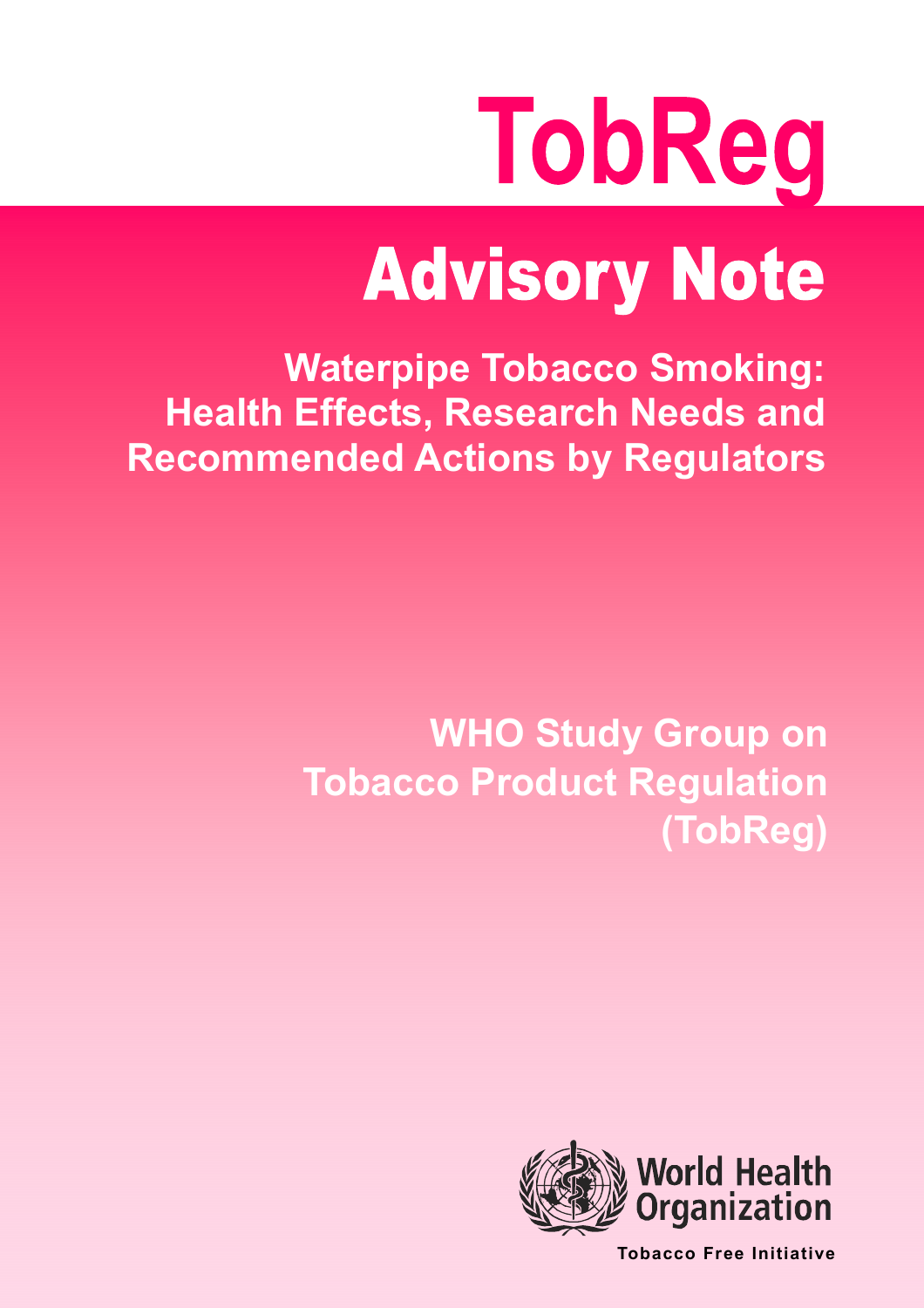# TobReg

# Advisory Note

## Waterpipe Tobacco Smoking: Health Effects, Research Needs and Recommended Actions by Regulators

**WHO Study Group on Tobacco Product Regulation (TobReg)**

World Health Organization

**Tobacco Free Initiative**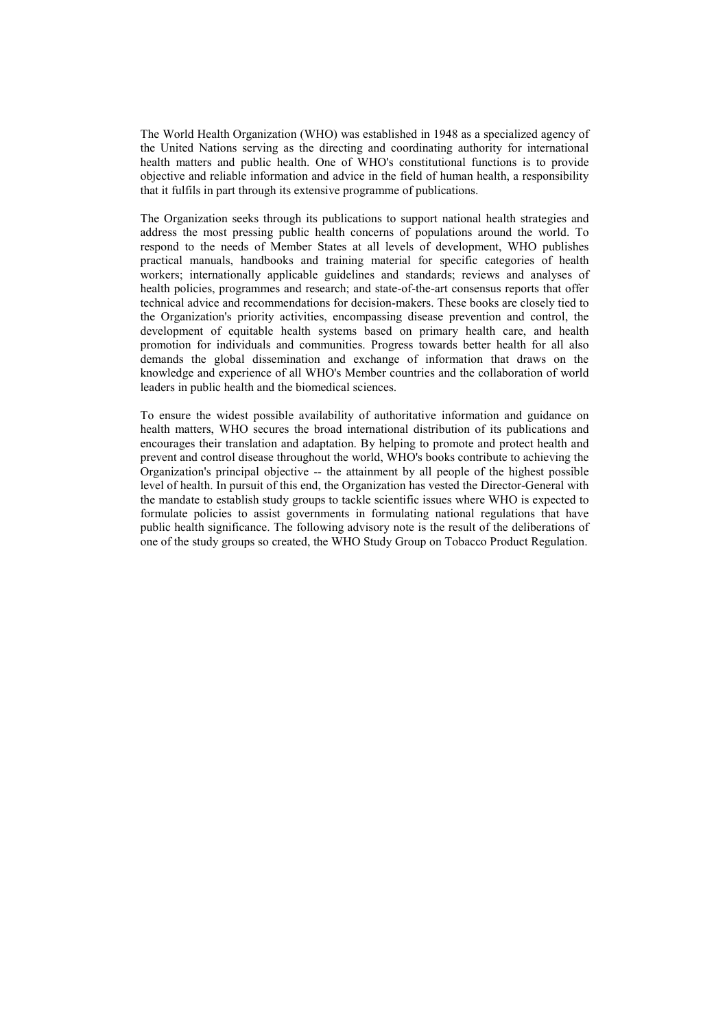The World Health Organization (WHO) was established in 1948 as a specialized agency of the United Nations serving as the directing and coordinating authority for international health matters and public health. One of WHO's constitutional functions is to provide objective and reliable information and advice in the field of human health, a responsibility that it fulfils in part through its extensive programme of publications.

The Organization seeks through its publications to support national health strategies and address the most pressing public health concerns of populations around the world. To respond to the needs of Member States at all levels of development, WHO publishes practical manuals, handbooks and training material for specific categories of health workers; internationally applicable guidelines and standards; reviews and analyses of health policies, programmes and research; and state-of-the-art consensus reports that offer technical advice and recommendations for decision-makers. These books are closely tied to the Organization's priority activities, encompassing disease prevention and control, the development of equitable health systems based on primary health care, and health promotion for individuals and communities. Progress towards better health for all also demands the global dissemination and exchange of information that draws on the knowledge and experience of all WHO's Member countries and the collaboration of world leaders in public health and the biomedical sciences.

To ensure the widest possible availability of authoritative information and guidance on health matters, WHO secures the broad international distribution of its publications and encourages their translation and adaptation. By helping to promote and protect health and prevent and control disease throughout the world, WHO's books contribute to achieving the Organization's principal objective -- the attainment by all people of the highest possible level of health. In pursuit of this end, the Organization has vested the Director-General with the mandate to establish study groups to tackle scientific issues where WHO is expected to formulate policies to assist governments in formulating national regulations that have public health significance. The following advisory note is the result of the deliberations of one of the study groups so created, the WHO Study Group on Tobacco Product Regulation.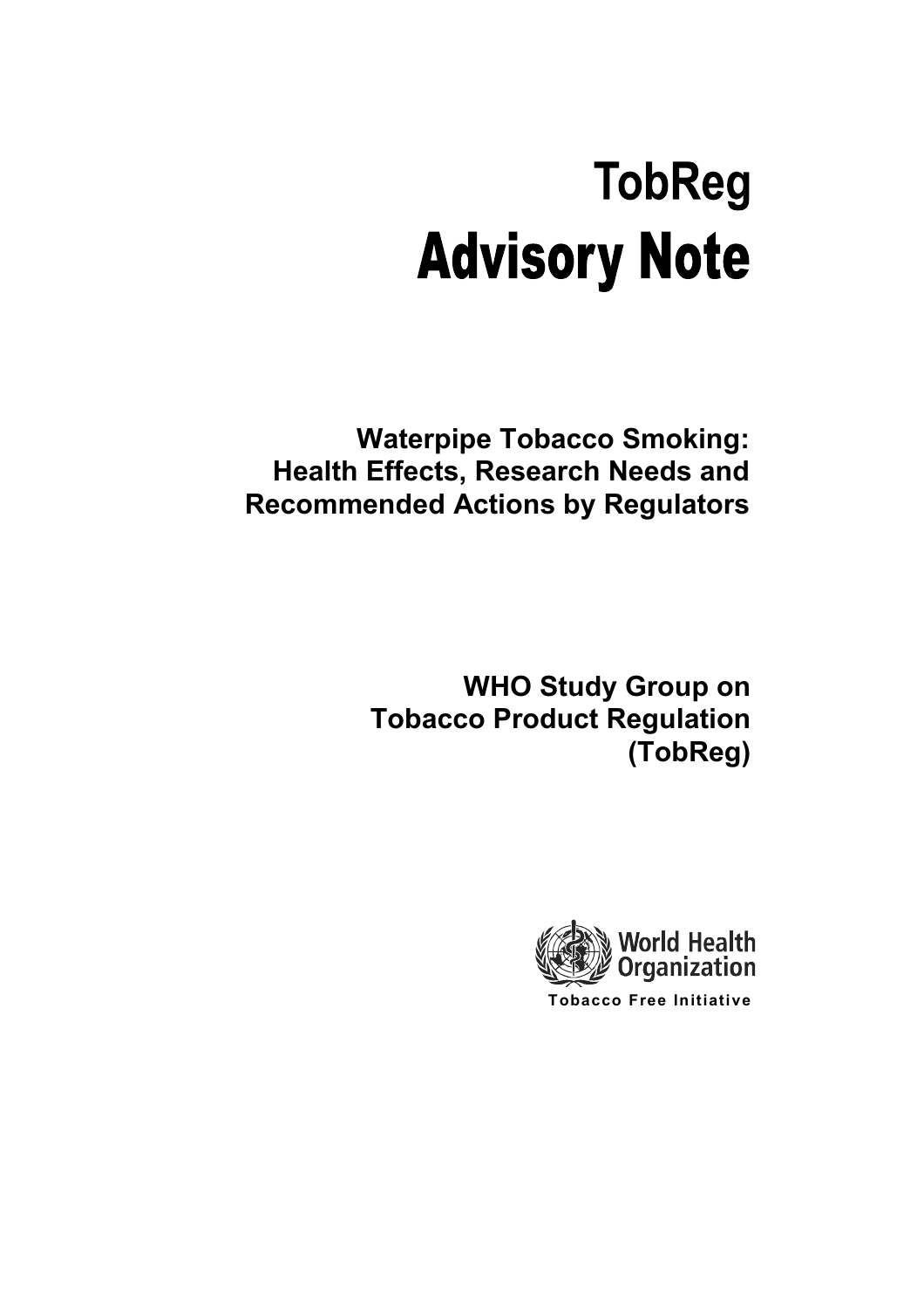# TobReg

# Advisory Note

**Waterpipe Tobacco Smoking: Health Effects, Research Needs and Recommended Actions by Regulators**

**WHO Study Group on Tobacco Product Regulation (TobReg)**

World Health Organization

Tobacco Free Initiative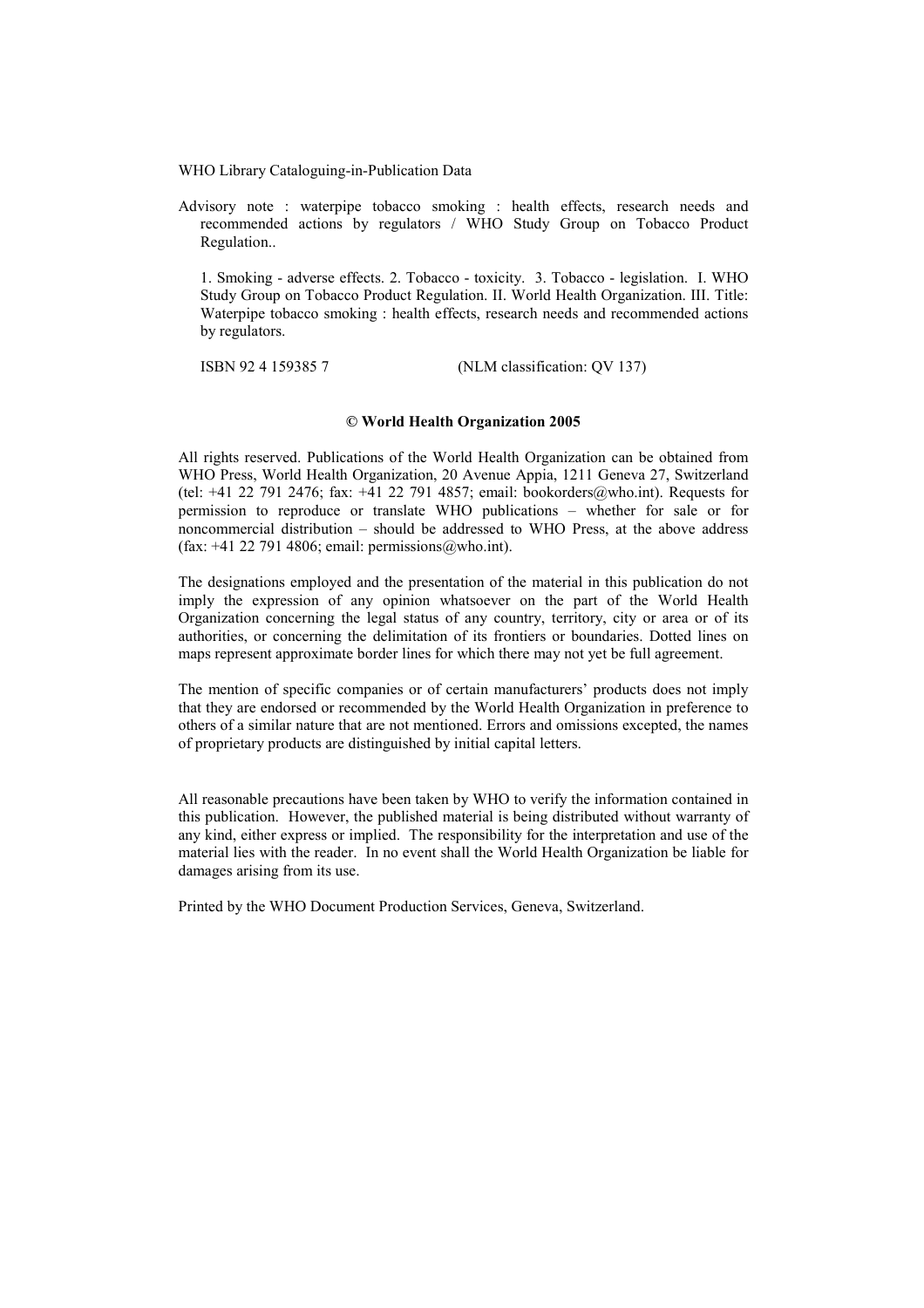WHO Library Cataloguing-in-Publication Data

Advisory note : waterpipe tobacco smoking : health effects, research needs and recommended actions by regulators / WHO Study Group on Tobacco Product Regulation..

1. Smoking - adverse effects. 2. Tobacco - toxicity. 3. Tobacco - legislation. I. WHO Study Group on Tobacco Product Regulation. II. World Health Organization. III. Title: Waterpipe tobacco smoking : health effects, research needs and recommended actions by regulators.

ISBN 92 4 159385 7 (NLM classification: QV 137)

**© World Health Organization 2005**

All rights reserved. Publications of the World Health Organization can be obtained from WHO Press, World Health Organization, 20 Avenue Appia, 1211 Geneva 27, Switzerland (tel: +41 22 791 2476; fax: +41 22 791 4857; email: bookorders@who.int). Requests for permission to reproduce or translate WHO publications – whether for sale or for noncommercial distribution – should be addressed to WHO Press, at the above address (fax: +41 22 791 4806; email: permissions@who.int).

The designations employed and the presentation of the material in this publication do not imply the expression of any opinion whatsoever on the part of the World Health Organization concerning the legal status of any country, territory, city or area or of its authorities, or concerning the delimitation of its frontiers or boundaries. Dotted lines on maps represent approximate border lines for which there may not yet be full agreement.

The mention of specific companies or of certain manufacturers' products does not imply that they are endorsed or recommended by the World Health Organization in preference to others of a similar nature that are not mentioned. Errors and omissions excepted, the names of proprietary products are distinguished by initial capital letters.

All reasonable precautions have been taken by WHO to verify the information contained in this publication. However, the published material is being distributed without warranty of any kind, either express or implied. The responsibility for the interpretation and use of the material lies with the reader. In no event shall the World Health Organization be liable for damages arising from its use.

Printed by the WHO Document Production Services, Geneva, Switzerland.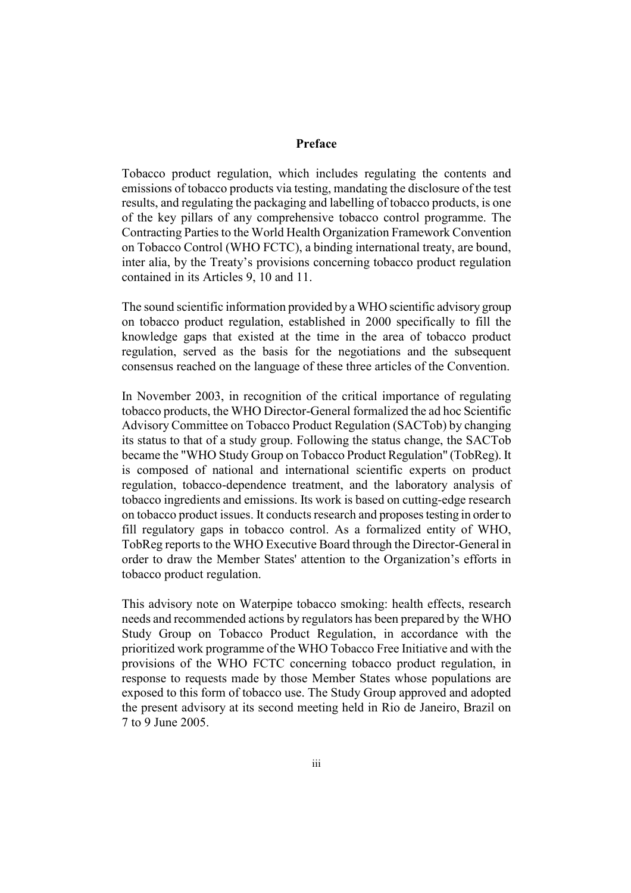## Preface

Tobacco product regulation, which includes regulating the contents and emissions of tobacco products via testing, mandating the disclosure of the test results, and regulating the packaging and labelling of tobacco products, is one of the key pillars of any comprehensive tobacco control programme. The Contracting Parties to the World Health Organization Framework Convention on Tobacco Control (WHO FCTC), a binding international treaty, are bound, inter alia, by the Treaty's provisions concerning tobacco product regulation contained in its Articles 9, 10 and 11.

The sound scientific information provided by a WHO scientific advisory group on tobacco product regulation, established in 2000 specifically to fill the knowledge gaps that existed at the time in the area of tobacco product regulation, served as the basis for the negotiations and the subsequent consensus reached on the language of these three articles of the Convention.

In November 2003, in recognition of the critical importance of regulating tobacco products, the WHO Director-General formalized the ad hoc Scientific Advisory Committee on Tobacco Product Regulation (SACTob) by changing its status to that of a study group. Following the status change, the SACTob became the "WHO Study Group on Tobacco Product Regulation" (TobReg). It is composed of national and international scientific experts on product regulation, tobacco-dependence treatment, and the laboratory analysis of tobacco ingredients and emissions. Its work is based on cutting-edge research on tobacco product issues. It conducts research and proposes testing in order to fill regulatory gaps in tobacco control. As a formalized entity of WHO, TobReg reports to the WHO Executive Board through the Director-General in order to draw the Member States' attention to the Organization's efforts in tobacco product regulation.

This advisory note on Waterpipe tobacco smoking: health effects, research needs and recommended actions by regulators has been prepared by the WHO Study Group on Tobacco Product Regulation, in accordance with the prioritized work programme of the WHO Tobacco Free Initiative and with the provisions of the WHO FCTC concerning tobacco product regulation, in response to requests made by those Member States whose populations are exposed to this form of tobacco use. The Study Group approved and adopted the present advisory at its second meeting held in Rio de Janeiro, Brazil on 7 to 9 June 2005.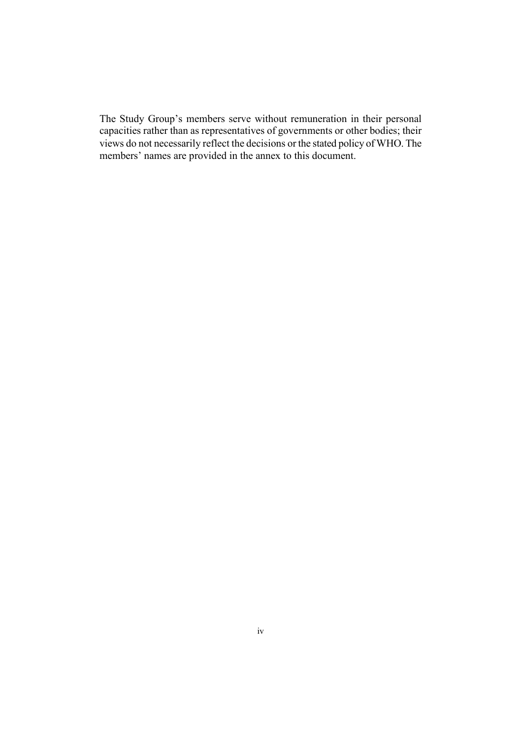The Study Group's members serve without remuneration in their personal capacities rather than as representatives of governments or other bodies; their views do not necessarily reflect the decisions or the stated policy of WHO. The members' names are provided in the annex to this document.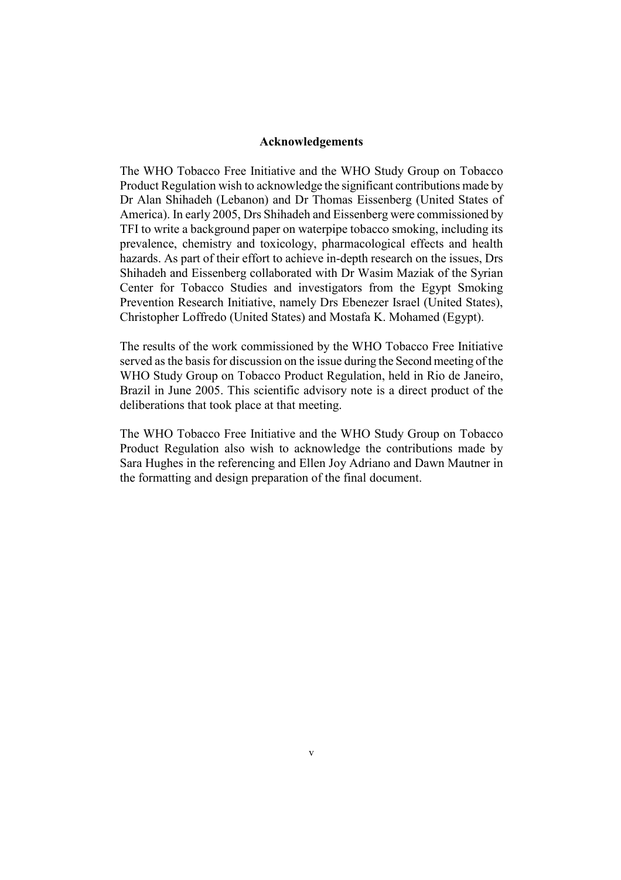## Acknowledgements

The WHO Tobacco Free Initiative and the WHO Study Group on Tobacco Product Regulation wish to acknowledge the significant contributions made by Dr Alan Shihadeh (Lebanon) and Dr Thomas Eissenberg (United States of America). In early 2005, Drs Shihadeh and Eissenberg were commissioned by TFI to write a background paper on waterpipe tobacco smoking, including its prevalence, chemistry and toxicology, pharmacological effects and health hazards. As part of their effort to achieve in-depth research on the issues, Drs Shihadeh and Eissenberg collaborated with Dr Wasim Maziak of the Syrian Center for Tobacco Studies and investigators from the Egypt Smoking Prevention Research Initiative, namely Drs Ebenezer Israel (United States), Christopher Loffredo (United States) and Mostafa K. Mohamed (Egypt).

The results of the work commissioned by the WHO Tobacco Free Initiative served as the basis for discussion on the issue during the Second meeting of the WHO Study Group on Tobacco Product Regulation, held in Rio de Janeiro, Brazil in June 2005. This scientific advisory note is a direct product of the deliberations that took place at that meeting.

The WHO Tobacco Free Initiative and the WHO Study Group on Tobacco Product Regulation also wish to acknowledge the contributions made by Sara Hughes in the referencing and Ellen Joy Adriano and Dawn Mautner in the formatting and design preparation of the final document.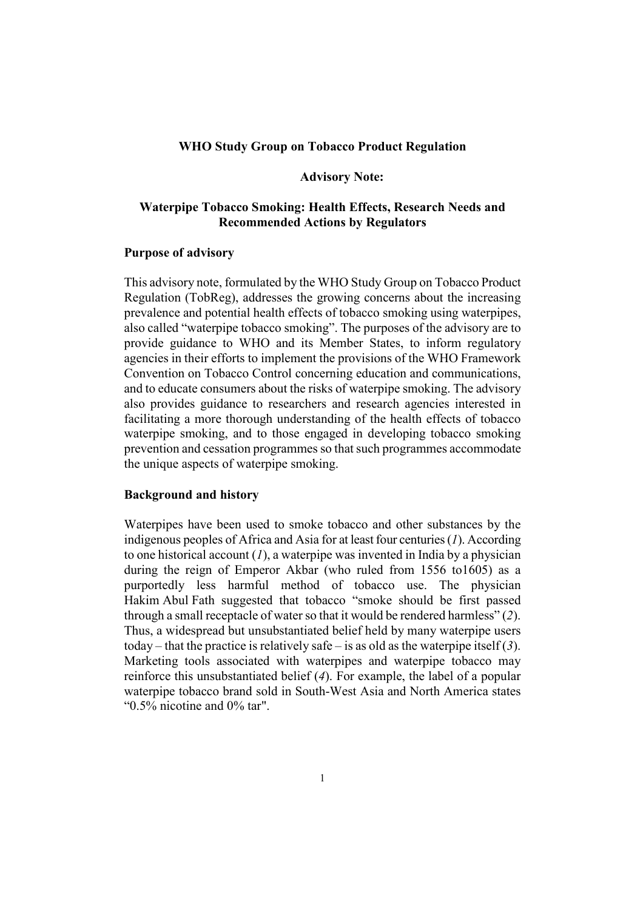# WHO Study Group on Tobacco Product Regulation

## Advisory Note:

## Waterpipe Tobacco Smoking: Health Effects, Research Needs and Recommended Actions by Regulators

### Purpose of advisory

This advisory note, formulated by the WHO Study Group on Tobacco Product Regulation (TobReg), addresses the growing concerns about the increasing prevalence and potential health effects of tobacco smoking using waterpipes, also called "waterpipe tobacco smoking". The purposes of the advisory are to provide guidance to WHO and its Member States, to inform regulatory agencies in their efforts to implement the provisions of the WHO Framework Convention on Tobacco Control concerning education and communications, and to educate consumers about the risks of waterpipe smoking. The advisory also provides guidance to researchers and research agencies interested in facilitating a more thorough understanding of the health effects of tobacco waterpipe smoking, and to those engaged in developing tobacco smoking prevention and cessation programmes so that such programmes accommodate the unique aspects of waterpipe smoking.

### Background and history

Waterpipes have been used to smoke tobacco and other substances by the indigenous peoples of Africa and Asia for at least four centuries (*1*). According to one historical account (*1*), a waterpipe was invented in India by a physician during the reign of Emperor Akbar (who ruled from 1556 to1605) as a purportedly less harmful method of tobacco use. The physician Hakim Abul Fath suggested that tobacco "smoke should be first passed through a small receptacle of water so that it would be rendered harmless" (*2*). Thus, a widespread but unsubstantiated belief held by many waterpipe users today – that the practice is relatively safe – is as old as the waterpipe itself (*3*). Marketing tools associated with waterpipes and waterpipe tobacco may reinforce this unsubstantiated belief (*4*). For example, the label of a popular waterpipe tobacco brand sold in South-West Asia and North America states "0.5% nicotine and 0% tar".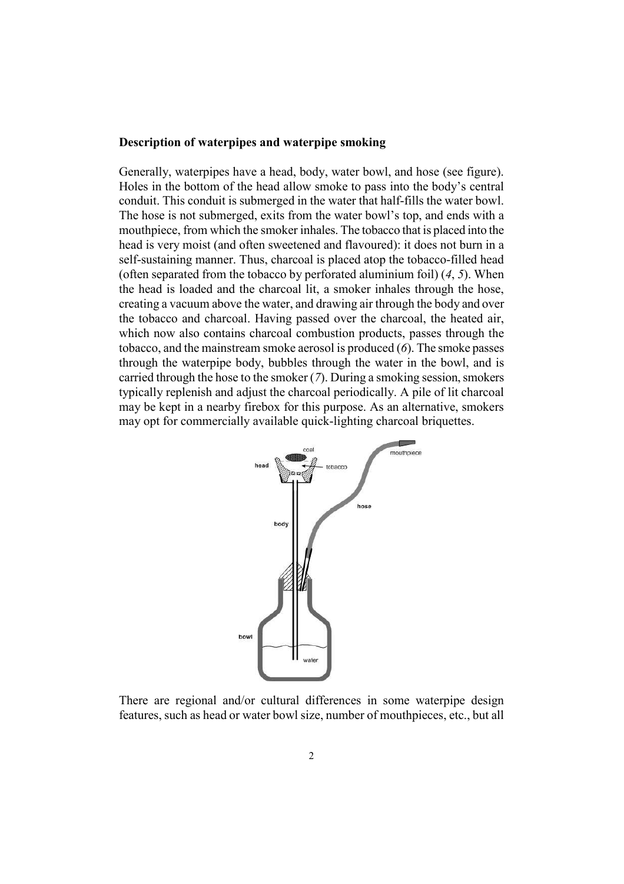**Description of waterpipes and waterpipe smoking**

Generally, waterpipes have a head, body, water bowl, and hose (see figure). Holes in the bottom of the head allow smoke to pass into the body's central conduit. This conduit is submerged in the water that half-fills the water bowl. The hose is not submerged, exits from the water bowl's top, and ends with a mouthpiece, from which the smoker inhales. The tobacco that is placed into the head is very moist (and often sweetened and flavoured): it does not burn in a self-sustaining manner. Thus, charcoal is placed atop the tobacco-filled head (often separated from the tobacco by perforated aluminium foil) (*4*, *5*). When the head is loaded and the charcoal lit, a smoker inhales through the hose, creating a vacuum above the water, and drawing air through the body and over the tobacco and charcoal. Having passed over the charcoal, the heated air, which now also contains charcoal combustion products, passes through the tobacco, and the mainstream smoke aerosol is produced (*6*). The smoke passes through the waterpipe body, bubbles through the water in the bowl, and is carried through the hose to the smoker (*7*). During a smoking session, smokers typically replenish and adjust the charcoal periodically. A pile of lit charcoal may be kept in a nearby firebox for this purpose. As an alternative, smokers may opt for commercially available quick-lighting charcoal briquettes.

There are regional and/or cultural differences in some waterpipe design features, such as head or water bowl size, number of mouthpieces, etc., but all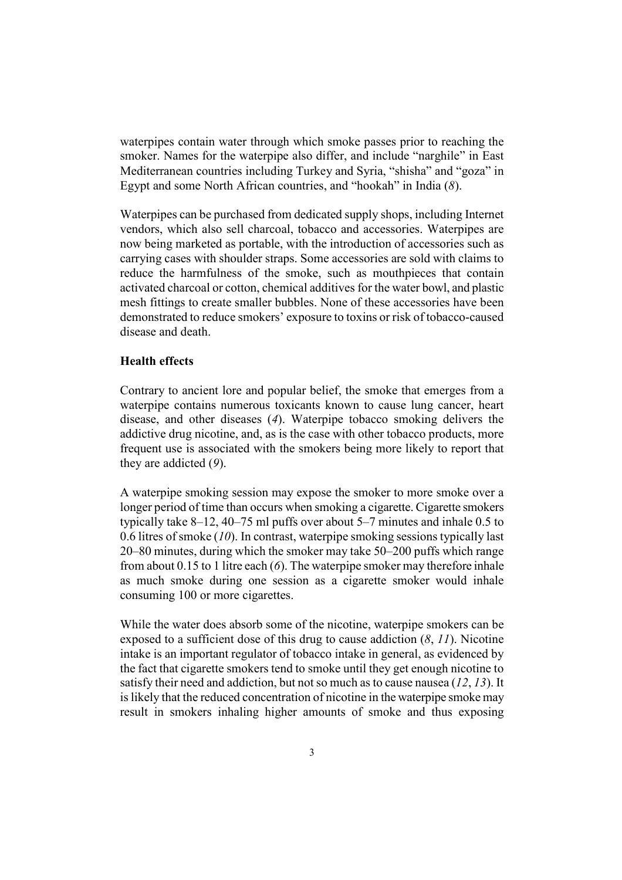waterpipes contain water through which smoke passes prior to reaching the smoker. Names for the waterpipe also differ, and include "narghile" in East Mediterranean countries including Turkey and Syria, "shisha" and "goza" in Egypt and some North African countries, and "hookah" in India (*8*).

Waterpipes can be purchased from dedicated supply shops, including Internet vendors, which also sell charcoal, tobacco and accessories. Waterpipes are now being marketed as portable, with the introduction of accessories such as carrying cases with shoulder straps. Some accessories are sold with claims to reduce the harmfulness of the smoke, such as mouthpieces that contain activated charcoal or cotton, chemical additives for the water bowl, and plastic mesh fittings to create smaller bubbles. None of these accessories have been demonstrated to reduce smokers' exposure to toxins or risk of tobacco-caused disease and death.

**Health effects**

Contrary to ancient lore and popular belief, the smoke that emerges from a waterpipe contains numerous toxicants known to cause lung cancer, heart disease, and other diseases (*4*). Waterpipe tobacco smoking delivers the addictive drug nicotine, and, as is the case with other tobacco products, more frequent use is associated with the smokers being more likely to report that they are addicted (*9*).

A waterpipe smoking session may expose the smoker to more smoke over a longer period of time than occurs when smoking a cigarette. Cigarette smokers typically take 8–12, 40–75 ml puffs over about 5–7 minutes and inhale 0.5 to 0.6 litres of smoke (*10*). In contrast, waterpipe smoking sessions typically last 20–80 minutes, during which the smoker may take 50–200 puffs which range from about 0.15 to 1 litre each (*6*). The waterpipe smoker may therefore inhale as much smoke during one session as a cigarette smoker would inhale consuming 100 or more cigarettes.

While the water does absorb some of the nicotine, waterpipe smokers can be exposed to a sufficient dose of this drug to cause addiction (*8*, *11*). Nicotine intake is an important regulator of tobacco intake in general, as evidenced by the fact that cigarette smokers tend to smoke until they get enough nicotine to satisfy their need and addiction, but not so much as to cause nausea (*12*, *13*). It is likely that the reduced concentration of nicotine in the waterpipe smoke may result in smokers inhaling higher amounts of smoke and thus exposing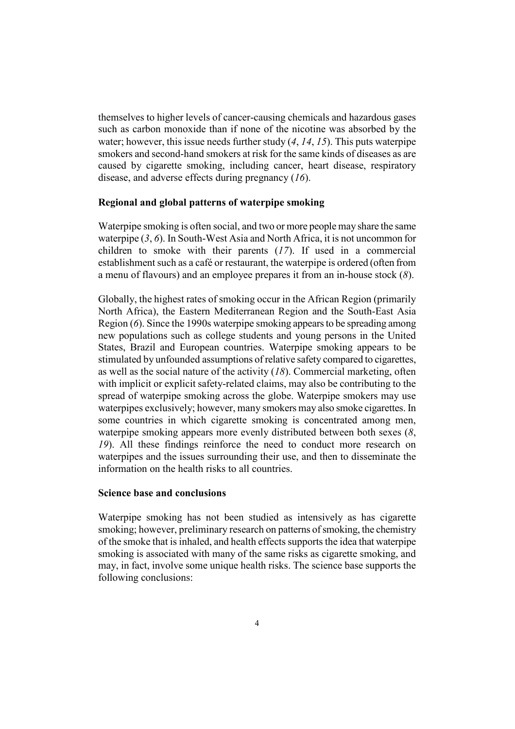themselves to higher levels of cancer-causing chemicals and hazardous gases such as carbon monoxide than if none of the nicotine was absorbed by the water; however, this issue needs further study (*4*, *14*, *15*). This puts waterpipe smokers and second-hand smokers at risk for the same kinds of diseases as are caused by cigarette smoking, including cancer, heart disease, respiratory disease, and adverse effects during pregnancy (*16*).

**Regional and global patterns of waterpipe smoking**

Waterpipe smoking is often social, and two or more people may share the same waterpipe (*3*, *6*). In South-West Asia and North Africa, it is not uncommon for children to smoke with their parents (*17*). If used in a commercial establishment such as a café or restaurant, the waterpipe is ordered (often from a menu of flavours) and an employee prepares it from an in-house stock (*8*).

Globally, the highest rates of smoking occur in the African Region (primarily North Africa), the Eastern Mediterranean Region and the South-East Asia Region (*6*). Since the 1990s waterpipe smoking appears to be spreading among new populations such as college students and young persons in the United States, Brazil and European countries. Waterpipe smoking appears to be stimulated by unfounded assumptions of relative safety compared to cigarettes, as well as the social nature of the activity (*18*). Commercial marketing, often with implicit or explicit safety-related claims, may also be contributing to the spread of waterpipe smoking across the globe. Waterpipe smokers may use waterpipes exclusively; however, many smokers may also smoke cigarettes. In some countries in which cigarette smoking is concentrated among men, waterpipe smoking appears more evenly distributed between both sexes (*8*, *19*). All these findings reinforce the need to conduct more research on waterpipes and the issues surrounding their use, and then to disseminate the information on the health risks to all countries.

**Science base and conclusions**

Waterpipe smoking has not been studied as intensively as has cigarette smoking; however, preliminary research on patterns of smoking, the chemistry of the smoke that is inhaled, and health effects supports the idea that waterpipe smoking is associated with many of the same risks as cigarette smoking, and may, in fact, involve some unique health risks. The science base supports the following conclusions: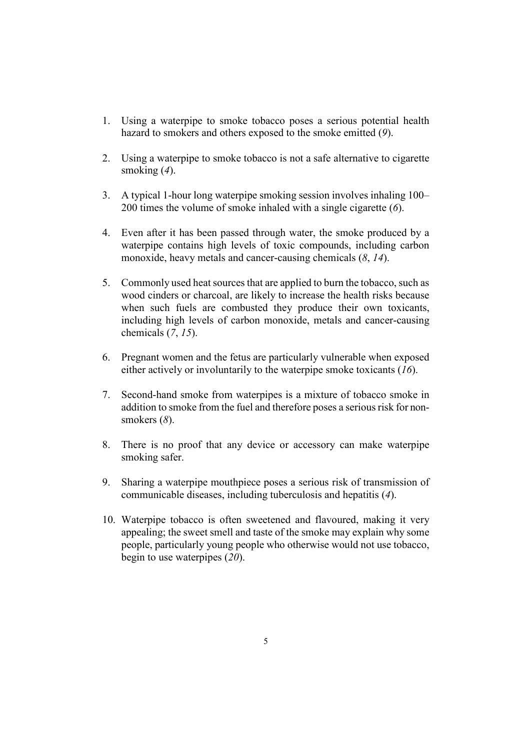1. Using a waterpipe to smoke tobacco poses a serious potential health hazard to smokers and others exposed to the smoke emitted (*9*).

2. Using a waterpipe to smoke tobacco is not a safe alternative to cigarette smoking (*4*).

3. A typical 1-hour long waterpipe smoking session involves inhaling 100–200 times the volume of smoke inhaled with a single cigarette (*6*).

4. Even after it has been passed through water, the smoke produced by a waterpipe contains high levels of toxic compounds, including carbon monoxide, heavy metals and cancer-causing chemicals (*8*, *14*).

5. Commonly used heat sources that are applied to burn the tobacco, such as wood cinders or charcoal, are likely to increase the health risks because when such fuels are combusted they produce their own toxicants, including high levels of carbon monoxide, metals and cancer-causing chemicals (*7*, *15*).

6. Pregnant women and the fetus are particularly vulnerable when exposed either actively or involuntarily to the waterpipe smoke toxicants (*16*).

7. Second-hand smoke from waterpipes is a mixture of tobacco smoke in addition to smoke from the fuel and therefore poses a serious risk for non-smokers (*8*).

8. There is no proof that any device or accessory can make waterpipe smoking safer.

9. Sharing a waterpipe mouthpiece poses a serious risk of transmission of communicable diseases, including tuberculosis and hepatitis (*4*).

10. Waterpipe tobacco is often sweetened and flavoured, making it very appealing; the sweet smell and taste of the smoke may explain why some people, particularly young people who otherwise would not use tobacco, begin to use waterpipes (*20*).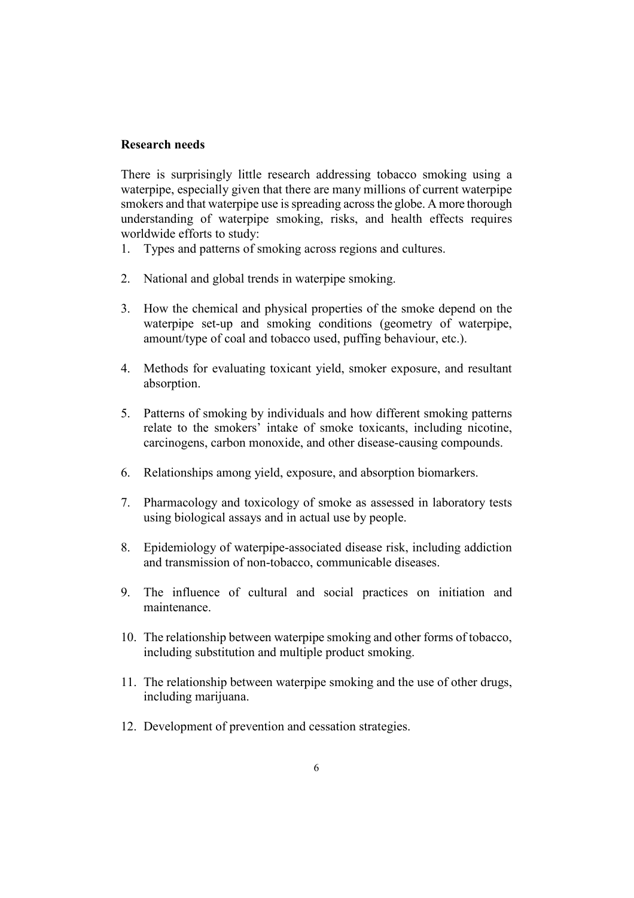## Research needs

There is surprisingly little research addressing tobacco smoking using a waterpipe, especially given that there are many millions of current waterpipe smokers and that waterpipe use is spreading across the globe. A more thorough understanding of waterpipe smoking, risks, and health effects requires worldwide efforts to study:

1. Types and patterns of smoking across regions and cultures.
2. National and global trends in waterpipe smoking.
3. How the chemical and physical properties of the smoke depend on the waterpipe set-up and smoking conditions (geometry of waterpipe, amount/type of coal and tobacco used, puffing behaviour, etc.).
4. Methods for evaluating toxicant yield, smoker exposure, and resultant absorption.
5. Patterns of smoking by individuals and how different smoking patterns relate to the smokers' intake of smoke toxicants, including nicotine, carcinogens, carbon monoxide, and other disease-causing compounds.
6. Relationships among yield, exposure, and absorption biomarkers.
7. Pharmacology and toxicology of smoke as assessed in laboratory tests using biological assays and in actual use by people.
8. Epidemiology of waterpipe-associated disease risk, including addiction and transmission of non-tobacco, communicable diseases.
9. The influence of cultural and social practices on initiation and maintenance.
10. The relationship between waterpipe smoking and other forms of tobacco, including substitution and multiple product smoking.
11. The relationship between waterpipe smoking and the use of other drugs, including marijuana.
12. Development of prevention and cessation strategies.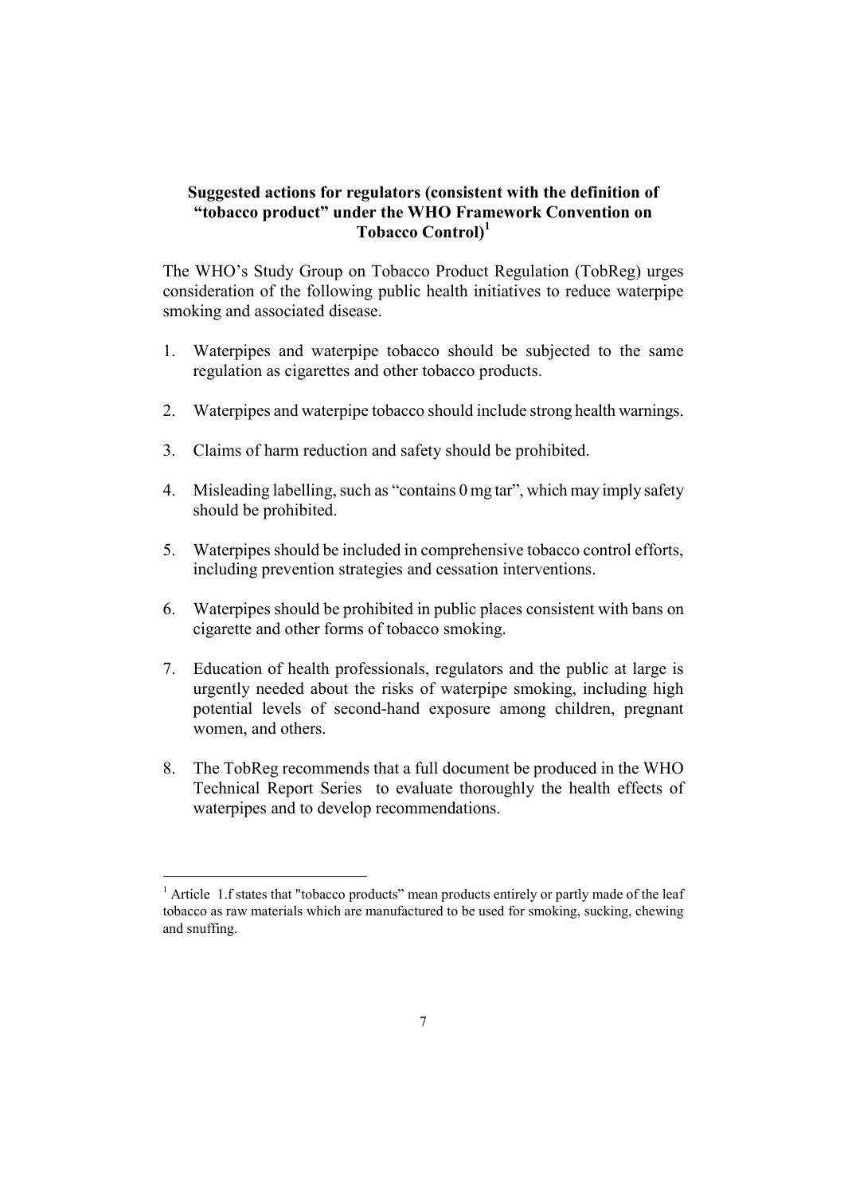### Suggested actions for regulators (consistent with the definition of "tobacco product" under the WHO Framework Convention on Tobacco Control)[1]

The WHO's Study Group on Tobacco Product Regulation (TobReg) urges consideration of the following public health initiatives to reduce waterpipe smoking and associated disease.

1. Waterpipes and waterpipe tobacco should be subjected to the same regulation as cigarettes and other tobacco products.

2. Waterpipes and waterpipe tobacco should include strong health warnings.

3. Claims of harm reduction and safety should be prohibited.

4. Misleading labelling, such as "contains 0 mg tar", which may imply safety should be prohibited.

5. Waterpipes should be included in comprehensive tobacco control efforts, including prevention strategies and cessation interventions.

6. Waterpipes should be prohibited in public places consistent with bans on cigarette and other forms of tobacco smoking.

7. Education of health professionals, regulators and the public at large is urgently needed about the risks of waterpipe smoking, including high potential levels of second-hand exposure among children, pregnant women, and others.

8. The TobReg recommends that a full document be produced in the WHO Technical Report Series to evaluate thoroughly the health effects of waterpipes and to develop recommendations.

---

[1] Article 1.f states that "tobacco products" mean products entirely or partly made of the leaf tobacco as raw materials which are manufactured to be used for smoking, sucking, chewing and snuffing.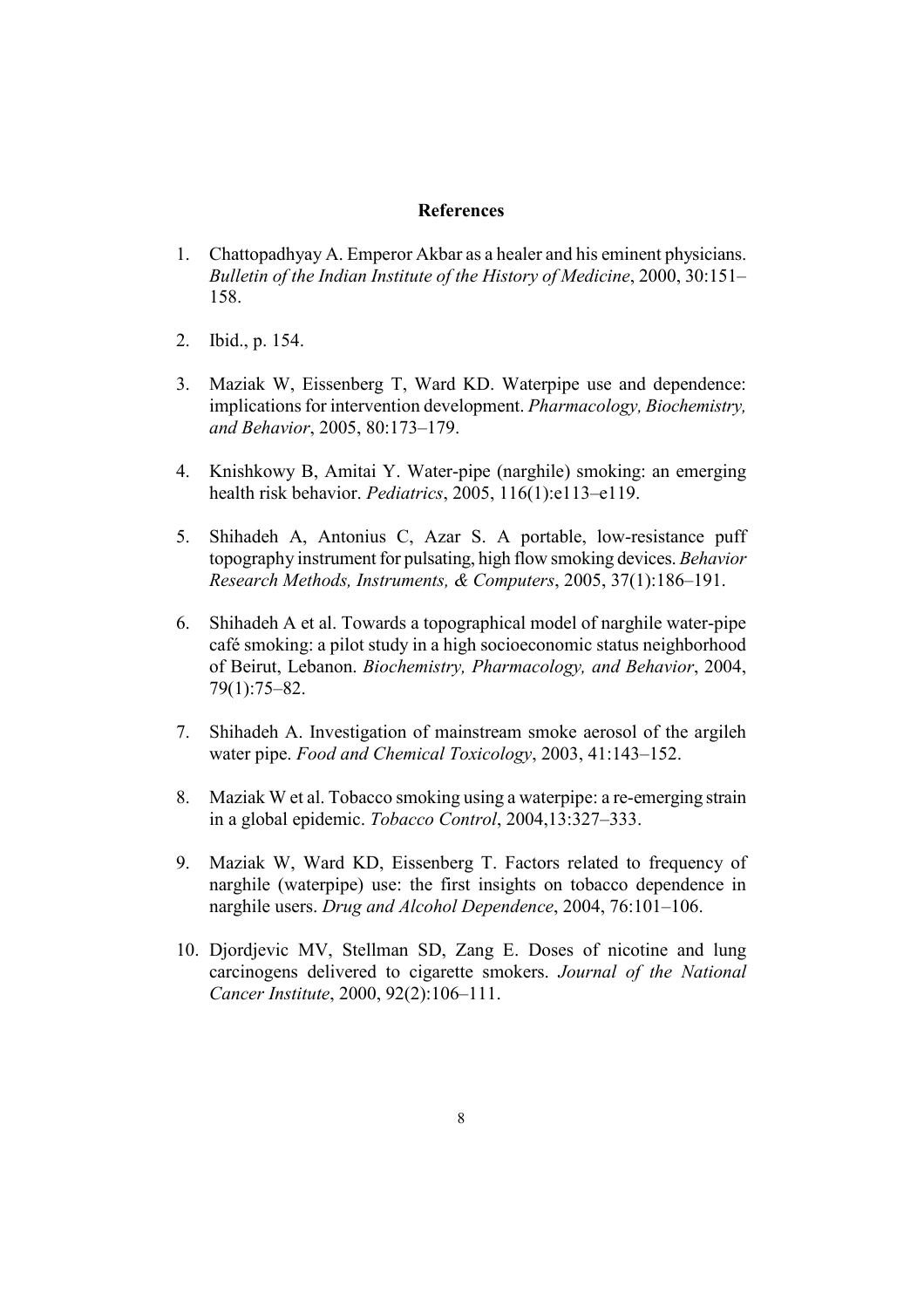## References

1. Chattopadhyay A. Emperor Akbar as a healer and his eminent physicians. *Bulletin of the Indian Institute of the History of Medicine*, 2000, 30:151–158.

2. Ibid., p. 154.

3. Maziak W, Eissenberg T, Ward KD. Waterpipe use and dependence: implications for intervention development. *Pharmacology, Biochemistry, and Behavior*, 2005, 80:173–179.

4. Knishkowy B, Amitai Y. Water-pipe (narghile) smoking: an emerging health risk behavior. *Pediatrics*, 2005, 116(1):e113–e119.

5. Shihadeh A, Antonius C, Azar S. A portable, low-resistance puff topography instrument for pulsating, high flow smoking devices. *Behavior Research Methods, Instruments, & Computers*, 2005, 37(1):186–191.

6. Shihadeh A et al. Towards a topographical model of narghile water-pipe café smoking: a pilot study in a high socioeconomic status neighborhood of Beirut, Lebanon. *Biochemistry, Pharmacology, and Behavior*, 2004, 79(1):75–82.

7. Shihadeh A. Investigation of mainstream smoke aerosol of the argileh water pipe. *Food and Chemical Toxicology*, 2003, 41:143–152.

8. Maziak W et al. Tobacco smoking using a waterpipe: a re-emerging strain in a global epidemic. *Tobacco Control*, 2004,13:327–333.

9. Maziak W, Ward KD, Eissenberg T. Factors related to frequency of narghile (waterpipe) use: the first insights on tobacco dependence in narghile users. *Drug and Alcohol Dependence*, 2004, 76:101–106.

10. Djordjevic MV, Stellman SD, Zang E. Doses of nicotine and lung carcinogens delivered to cigarette smokers. *Journal of the National Cancer Institute*, 2000, 92(2):106–111.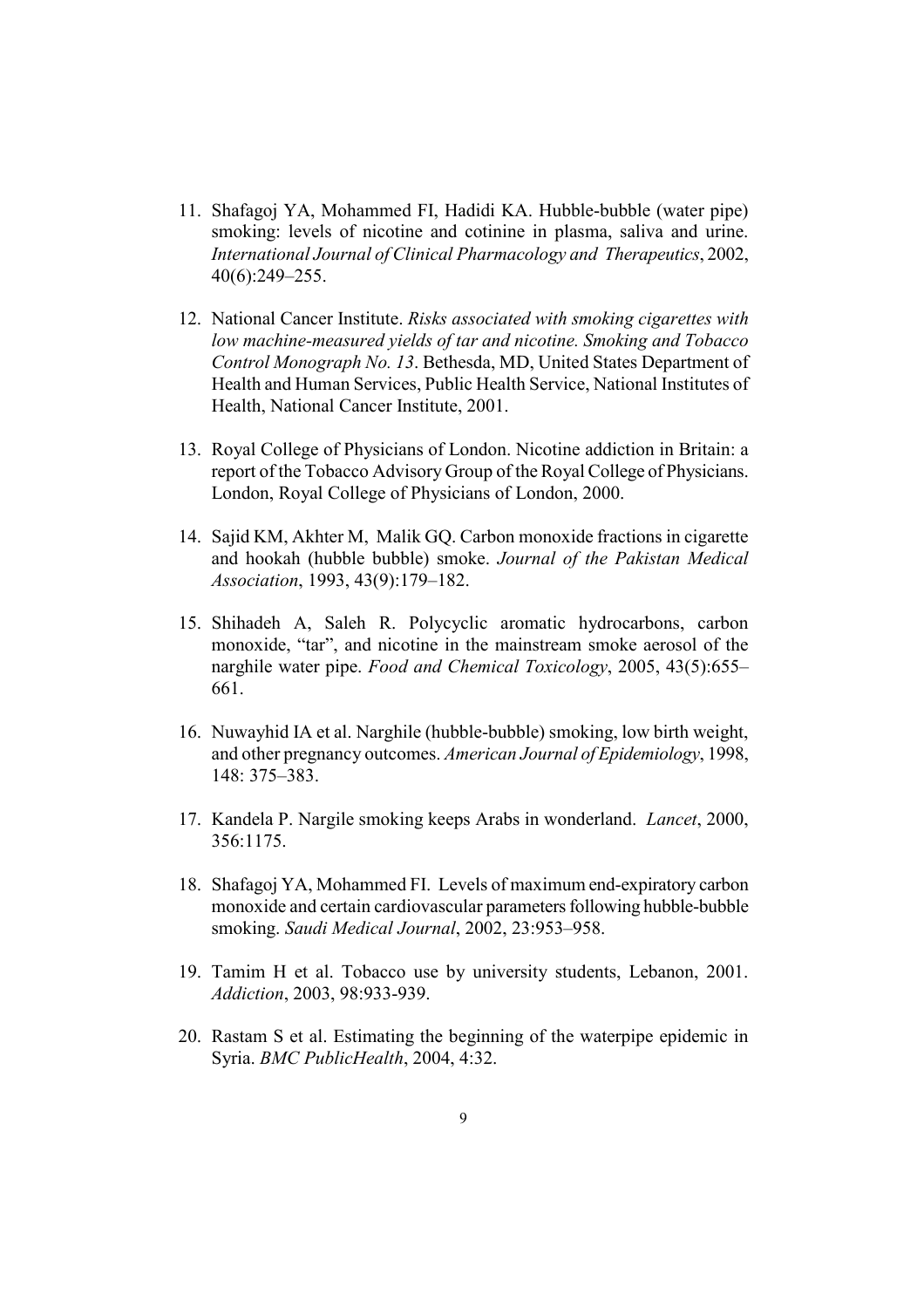11. Shafagoj YA, Mohammed FI, Hadidi KA. Hubble-bubble (water pipe) smoking: levels of nicotine and cotinine in plasma, saliva and urine. *International Journal of Clinical Pharmacology and Therapeutics*, 2002, 40(6):249–255.

12. National Cancer Institute. *Risks associated with smoking cigarettes with low machine-measured yields of tar and nicotine. Smoking and Tobacco Control Monograph No. 13*. Bethesda, MD, United States Department of Health and Human Services, Public Health Service, National Institutes of Health, National Cancer Institute, 2001.

13. Royal College of Physicians of London. Nicotine addiction in Britain: a report of the Tobacco Advisory Group of the Royal College of Physicians. London, Royal College of Physicians of London, 2000.

14. Sajid KM, Akhter M, Malik GQ. Carbon monoxide fractions in cigarette and hookah (hubble bubble) smoke. *Journal of the Pakistan Medical Association*, 1993, 43(9):179–182.

15. Shihadeh A, Saleh R. Polycyclic aromatic hydrocarbons, carbon monoxide, "tar", and nicotine in the mainstream smoke aerosol of the narghile water pipe. *Food and Chemical Toxicology*, 2005, 43(5):655–661.

16. Nuwayhid IA et al. Narghile (hubble-bubble) smoking, low birth weight, and other pregnancy outcomes. *American Journal of Epidemiology*, 1998, 148: 375–383.

17. Kandela P. Nargile smoking keeps Arabs in wonderland. *Lancet*, 2000, 356:1175.

18. Shafagoj YA, Mohammed FI. Levels of maximum end-expiratory carbon monoxide and certain cardiovascular parameters following hubble-bubble smoking. *Saudi Medical Journal*, 2002, 23:953–958.

19. Tamim H et al. Tobacco use by university students, Lebanon, 2001. *Addiction*, 2003, 98:933-939.

20. Rastam S et al. Estimating the beginning of the waterpipe epidemic in Syria. *BMC PublicHealth*, 2004, 4:32.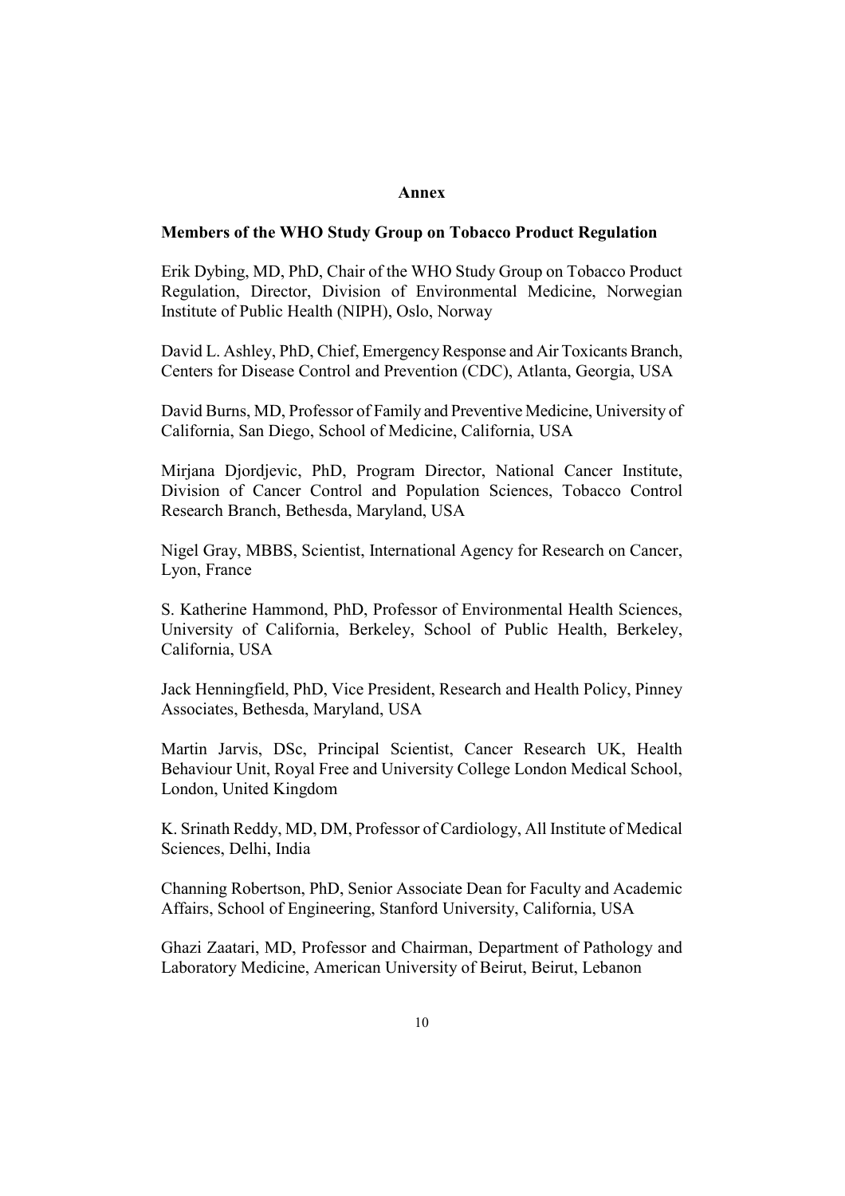## Annex

### Members of the WHO Study Group on Tobacco Product Regulation

Erik Dybing, MD, PhD, Chair of the WHO Study Group on Tobacco Product Regulation, Director, Division of Environmental Medicine, Norwegian Institute of Public Health (NIPH), Oslo, Norway

David L. Ashley, PhD, Chief, Emergency Response and Air Toxicants Branch, Centers for Disease Control and Prevention (CDC), Atlanta, Georgia, USA

David Burns, MD, Professor of Family and Preventive Medicine, University of California, San Diego, School of Medicine, California, USA

Mirjana Djordjevic, PhD, Program Director, National Cancer Institute, Division of Cancer Control and Population Sciences, Tobacco Control Research Branch, Bethesda, Maryland, USA

Nigel Gray, MBBS, Scientist, International Agency for Research on Cancer, Lyon, France

S. Katherine Hammond, PhD, Professor of Environmental Health Sciences, University of California, Berkeley, School of Public Health, Berkeley, California, USA

Jack Henningfield, PhD, Vice President, Research and Health Policy, Pinney Associates, Bethesda, Maryland, USA

Martin Jarvis, DSc, Principal Scientist, Cancer Research UK, Health Behaviour Unit, Royal Free and University College London Medical School, London, United Kingdom

K. Srinath Reddy, MD, DM, Professor of Cardiology, All Institute of Medical Sciences, Delhi, India

Channing Robertson, PhD, Senior Associate Dean for Faculty and Academic Affairs, School of Engineering, Stanford University, California, USA

Ghazi Zaatari, MD, Professor and Chairman, Department of Pathology and Laboratory Medicine, American University of Beirut, Beirut, Lebanon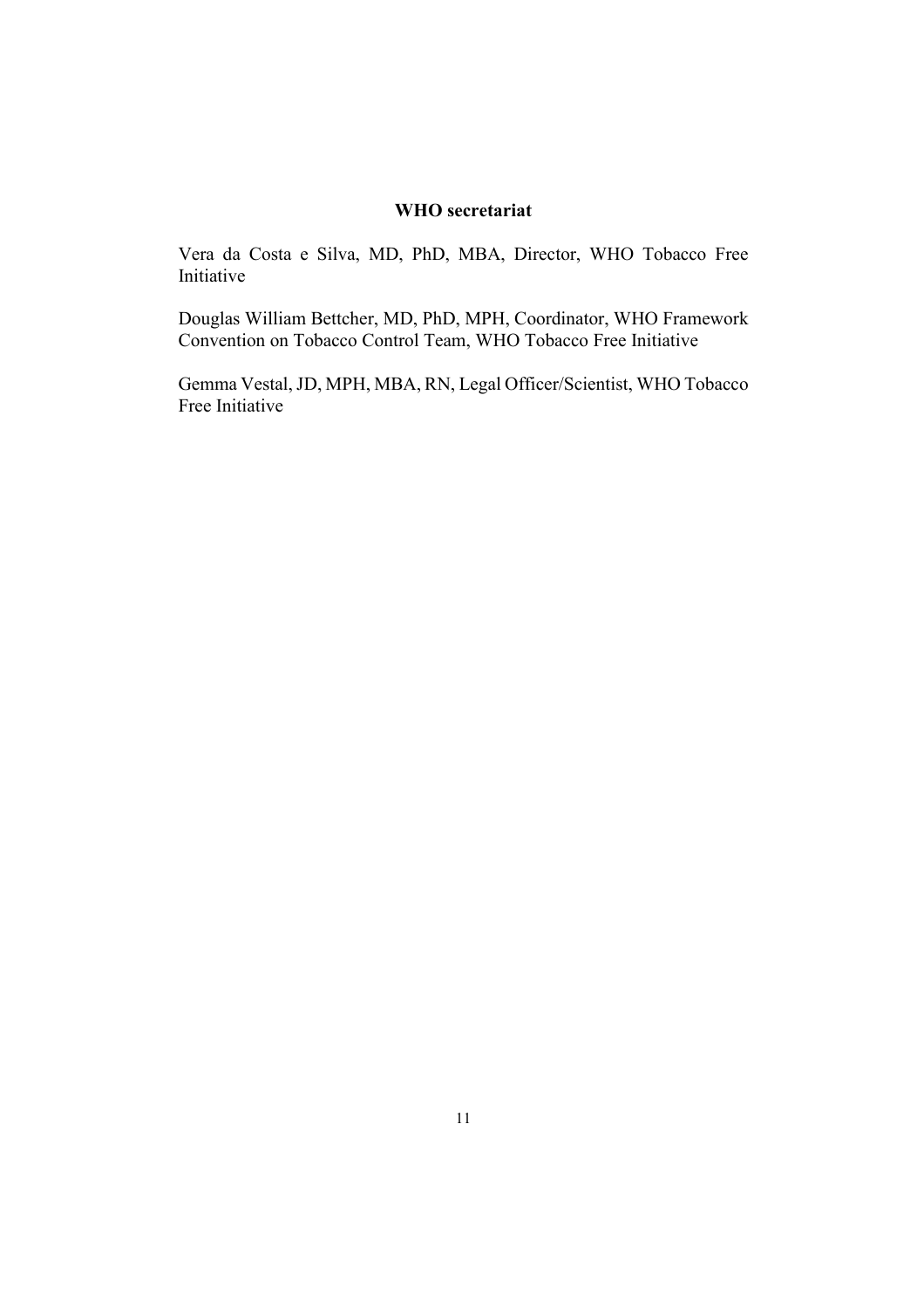**WHO secretariat**

Vera da Costa e Silva, MD, PhD, MBA, Director, WHO Tobacco Free Initiative

Douglas William Bettcher, MD, PhD, MPH, Coordinator, WHO Framework Convention on Tobacco Control Team, WHO Tobacco Free Initiative

Gemma Vestal, JD, MPH, MBA, RN, Legal Officer/Scientist, WHO Tobacco Free Initiative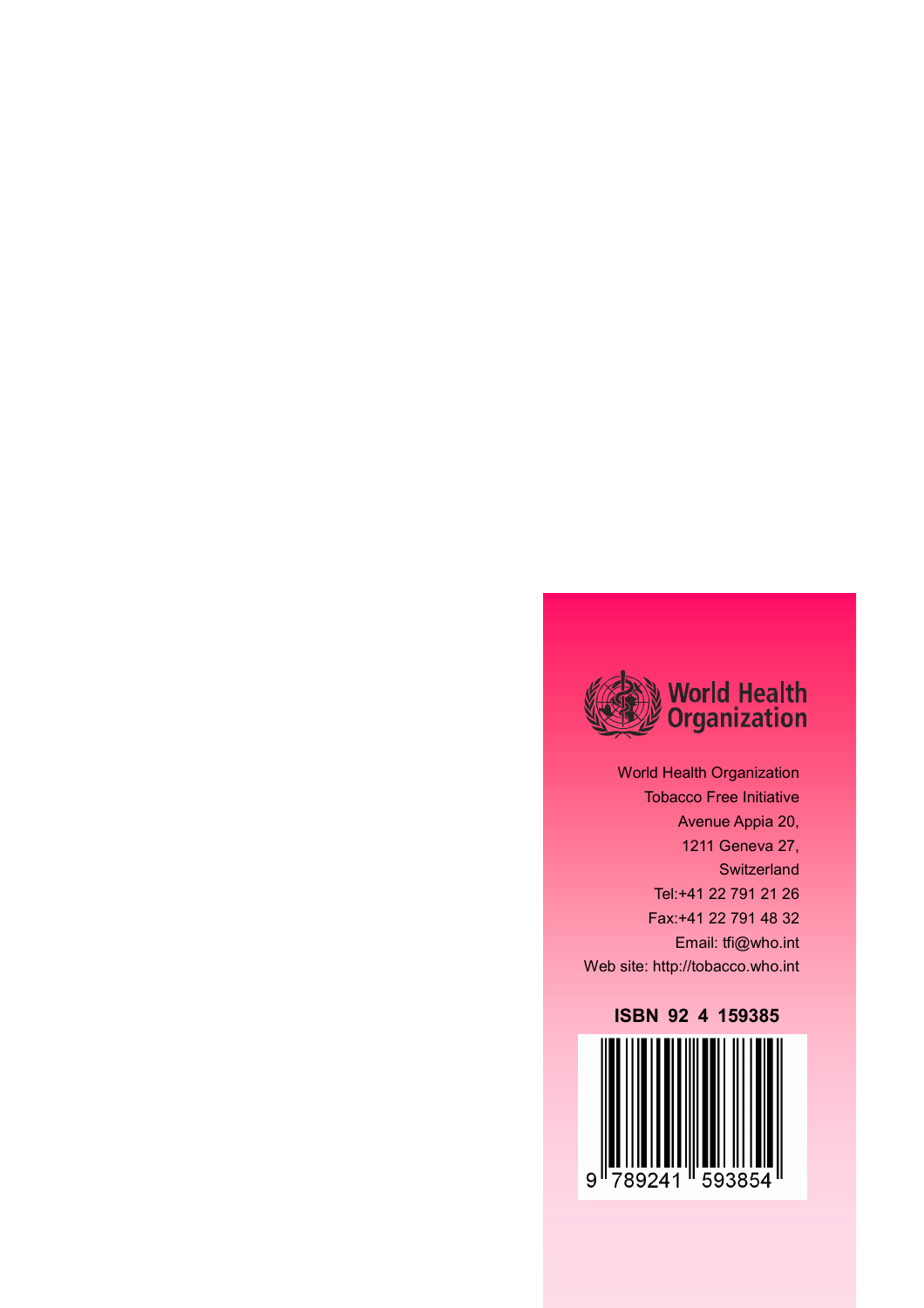World Health Organization

World Health Organization
Tobacco Free Initiative
Avenue Appia 20,
1211 Geneva 27,
Switzerland
Tel:+41 22 791 21 26
Fax:+41 22 791 48 32
Email: tfi@who.int
Web site: http://tobacco.who.int

**ISBN 92 4 159385**

9 789241 593854